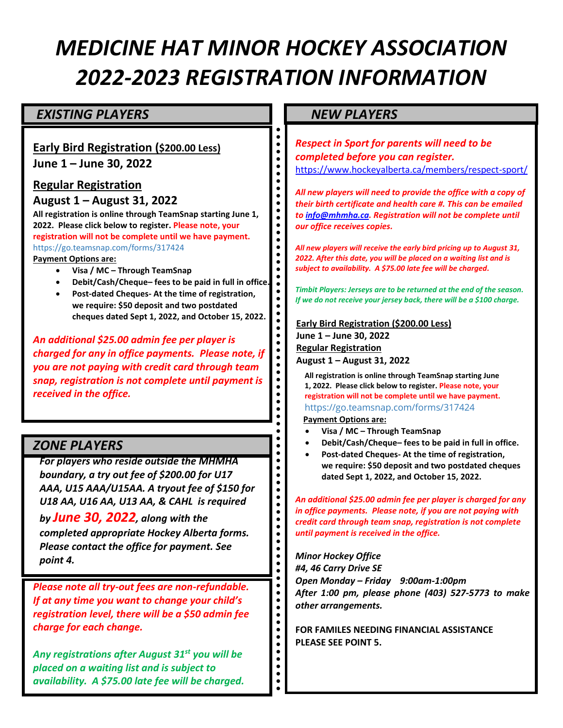# *MEDICINE HAT MINOR HOCKEY ASSOCIATION 2022-2023 REGISTRATION INFORMATION*

## *EXISTING PLAYERS*

**Early Bird Registration ($200.00 Less)**
**June 1 – June 30, 2022**

**Regular Registration**
**August 1 – August 31, 2022**

**All registration is online through TeamSnap starting June 1, 2022. Please click below to register. Please note, your registration will not be complete until we have payment.**
https://go.teamsnap.com/forms/317424

**Payment Options are:**

- **Visa / MC – Through TeamSnap**
- **Debit/Cash/Cheque– fees to be paid in full in office.**
- **Post-dated Cheques- At the time of registration, we require: $50 deposit and two postdated cheques dated Sept 1, 2022, and October 15, 2022.**

***An additional $25.00 admin fee per player is charged for any in office payments. Please note, if you are not paying with credit card through team snap, registration is not complete until payment is received in the office.***

## *ZONE PLAYERS*

***For players who reside outside the MHMHA boundary, a try out fee of $200.00 for U17 AAA, U15 AAA/U15AA. A tryout fee of $150 for U18 AA, U16 AA, U13 AA, & CAHL is required by June 30, 2022, along with the completed appropriate Hockey Alberta forms. Please contact the office for payment. See point 4.***

***Please note all try-out fees are non-refundable. If at any time you want to change your child's registration level, there will be a $50 admin fee charge for each change.***

***Any registrations after August 31st you will be placed on a waiting list and is subject to availability. A $75.00 late fee will be charged.***

## *NEW PLAYERS*

***Respect in Sport for parents will need to be completed before you can register.***
https://www.hockeyalberta.ca/members/respect-sport/

***All new players will need to provide the office with a copy of their birth certificate and health care #. This can be emailed to info@mhmha.ca. Registration will not be complete until our office receives copies.***

***All new players will receive the early bird pricing up to August 31, 2022. After this date, you will be placed on a waiting list and is subject to availability. A $75.00 late fee will be charged.***

***Timbit Players: Jerseys are to be returned at the end of the season. If we do not receive your jersey back, there will be a $100 charge.***

**Early Bird Registration ($200.00 Less)**
**June 1 – June 30, 2022**
**Regular Registration**
**August 1 – August 31, 2022**

**All registration is online through TeamSnap starting June 1, 2022. Please click below to register. Please note, your registration will not be complete until we have payment.**
https://go.teamsnap.com/forms/317424

**Payment Options are:**

- **Visa / MC – Through TeamSnap**
- **Debit/Cash/Cheque– fees to be paid in full in office.**
- **Post-dated Cheques- At the time of registration, we require: $50 deposit and two postdated cheques dated Sept 1, 2022, and October 15, 2022.**

***An additional $25.00 admin fee per player is charged for any in office payments. Please note, if you are not paying with credit card through team snap, registration is not complete until payment is received in the office.***

***Minor Hockey Office***
***#4, 46 Carry Drive SE***
***Open Monday – Friday 9:00am-1:00pm***
***After 1:00 pm, please phone (403) 527-5773 to make other arrangements.***

**FOR FAMILES NEEDING FINANCIAL ASSISTANCE PLEASE SEE POINT 5.**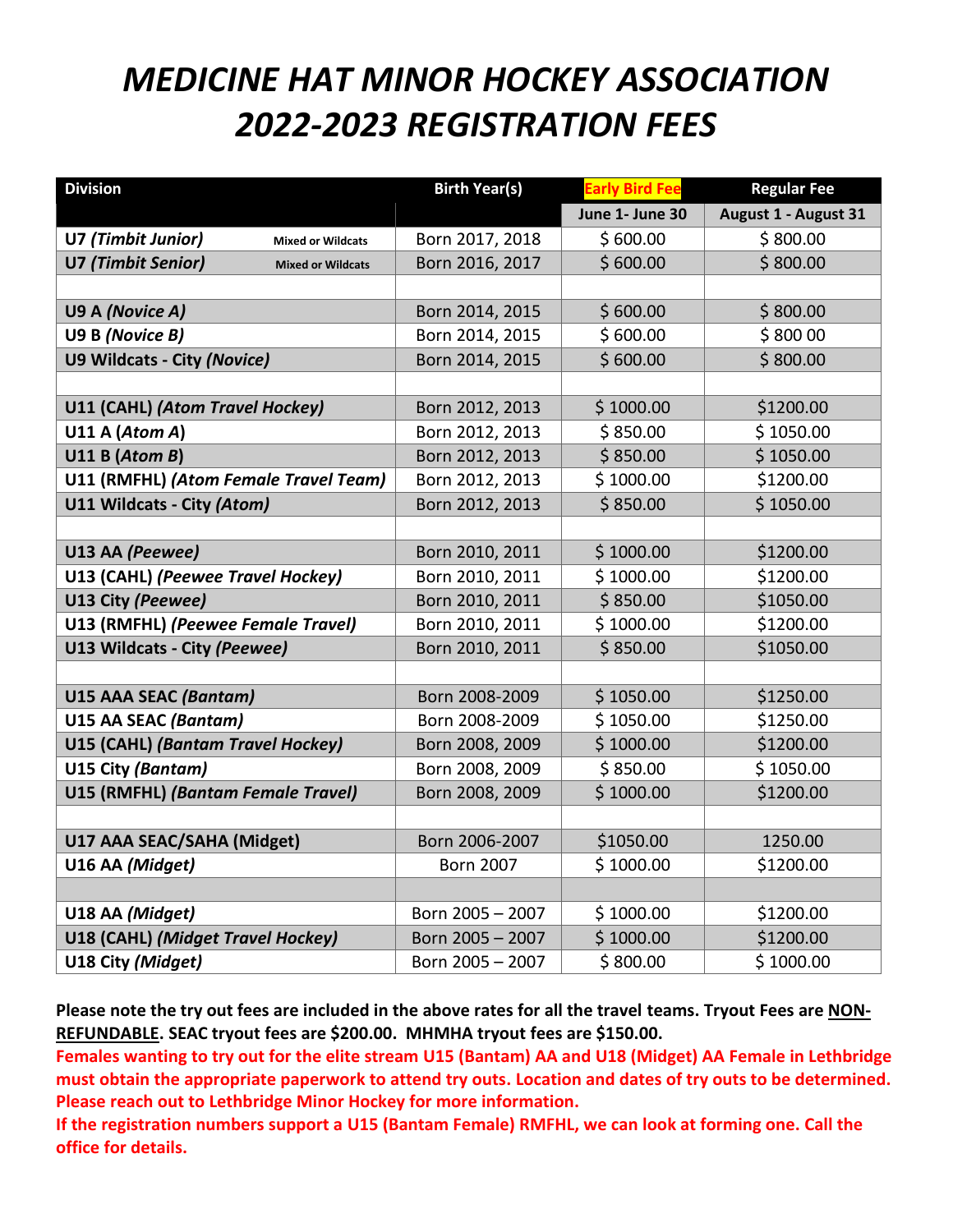# *MEDICINE HAT MINOR HOCKEY ASSOCIATION 2022-2023 REGISTRATION FEES*

| Division | Birth Year(s) | Early Bird Fee | Regular Fee |
|---|---|---|---|
| | | June 1- June 30 | August 1 - August 31 |
| **U7 *(Timbit Junior)*** Mixed or Wildcats | Born 2017, 2018 | $ 600.00 | $ 800.00 |
| **U7 *(Timbit Senior)*** Mixed or Wildcats | Born 2016, 2017 | $ 600.00 | $ 800.00 |
| | | | |
| **U9 A *(Novice A)*** | Born 2014, 2015 | $ 600.00 | $ 800.00 |
| **U9 B *(Novice B)*** | Born 2014, 2015 | $ 600.00 | $ 800 00 |
| **U9 Wildcats - City *(Novice)*** | Born 2014, 2015 | $ 600.00 | $ 800.00 |
| | | | |
| **U11 (CAHL) *(Atom Travel Hockey)*** | Born 2012, 2013 | $ 1000.00 | $1200.00 |
| **U11 A (*Atom A*)** | Born 2012, 2013 | $ 850.00 | $ 1050.00 |
| **U11 B (*Atom B*)** | Born 2012, 2013 | $ 850.00 | $ 1050.00 |
| **U11 (RMFHL) *(Atom Female Travel Team)*** | Born 2012, 2013 | $ 1000.00 | $1200.00 |
| **U11 Wildcats - City *(Atom)*** | Born 2012, 2013 | $ 850.00 | $ 1050.00 |
| | | | |
| **U13 AA *(Peewee)*** | Born 2010, 2011 | $ 1000.00 | $1200.00 |
| **U13 (CAHL) *(Peewee Travel Hockey)*** | Born 2010, 2011 | $ 1000.00 | $1200.00 |
| **U13 City *(Peewee)*** | Born 2010, 2011 | $ 850.00 | $1050.00 |
| **U13 (RMFHL) *(Peewee Female Travel)*** | Born 2010, 2011 | $ 1000.00 | $1200.00 |
| **U13 Wildcats - City *(Peewee)*** | Born 2010, 2011 | $ 850.00 | $1050.00 |
| | | | |
| **U15 AAA SEAC *(Bantam)*** | Born 2008-2009 | $ 1050.00 | $1250.00 |
| **U15 AA SEAC *(Bantam)*** | Born 2008-2009 | $ 1050.00 | $1250.00 |
| **U15 (CAHL) *(Bantam Travel Hockey)*** | Born 2008, 2009 | $ 1000.00 | $1200.00 |
| **U15 City *(Bantam)*** | Born 2008, 2009 | $ 850.00 | $ 1050.00 |
| **U15 (RMFHL) *(Bantam Female Travel)*** | Born 2008, 2009 | $ 1000.00 | $1200.00 |
| | | | |
| **U17 AAA SEAC/SAHA (Midget)** | Born 2006-2007 | $1050.00 | 1250.00 |
| **U16 AA *(Midget)*** | Born 2007 | $ 1000.00 | $1200.00 |
| | | | |
| **U18 AA *(Midget)*** | Born 2005 – 2007 | $ 1000.00 | $1200.00 |
| **U18 (CAHL) *(Midget Travel Hockey)*** | Born 2005 – 2007 | $ 1000.00 | $1200.00 |
| **U18 City *(Midget)*** | Born 2005 – 2007 | $ 800.00 | $ 1000.00 |

**Please note the try out fees are included in the above rates for all the travel teams. Tryout Fees are NON-REFUNDABLE. SEAC tryout fees are $200.00. MHMHA tryout fees are $150.00.**

**Females wanting to try out for the elite stream U15 (Bantam) AA and U18 (Midget) AA Female in Lethbridge must obtain the appropriate paperwork to attend try outs. Location and dates of try outs to be determined. Please reach out to Lethbridge Minor Hockey for more information.**

**If the registration numbers support a U15 (Bantam Female) RMFHL, we can look at forming one. Call the office for details.**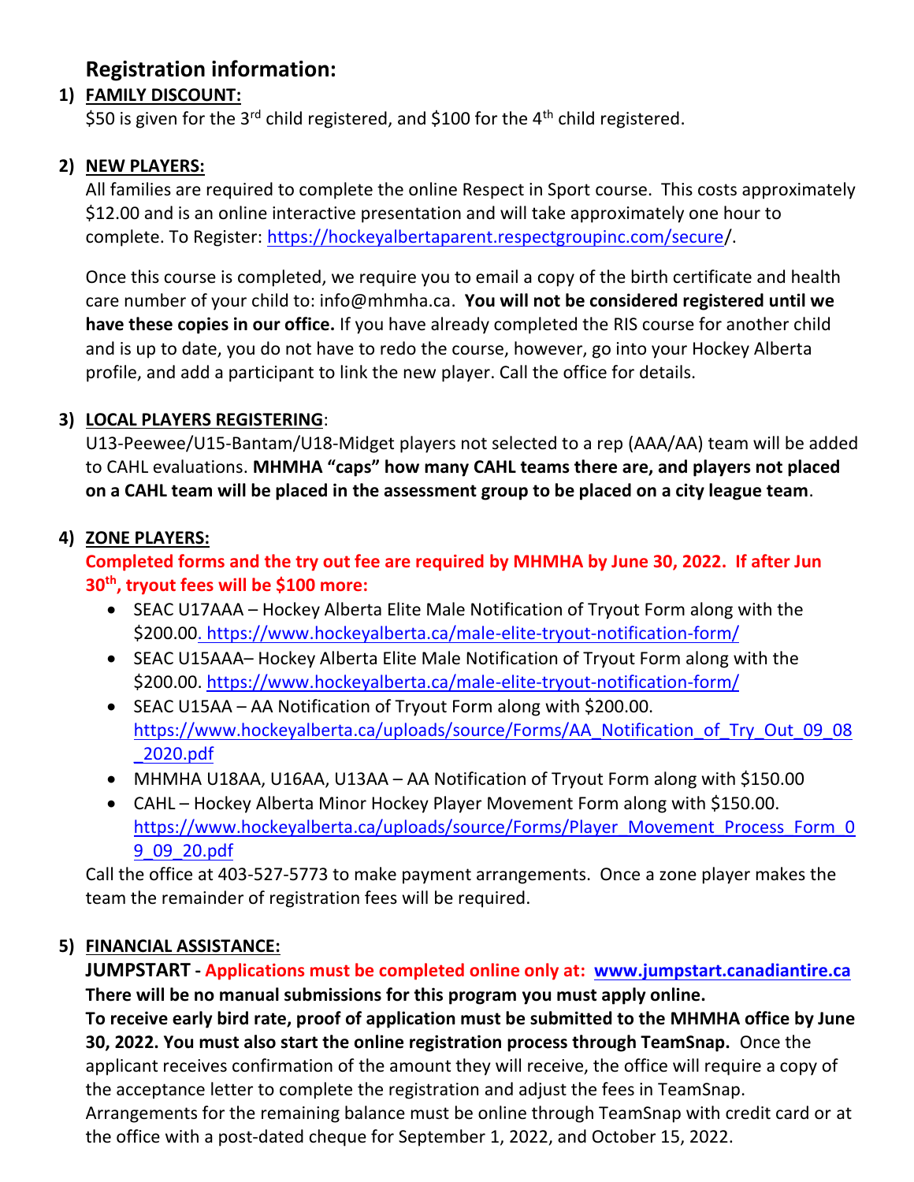## Registration information:

1) **FAMILY DISCOUNT:**

   $50 is given for the 3rd child registered, and $100 for the 4th child registered.

2) **NEW PLAYERS:**

   All families are required to complete the online Respect in Sport course. This costs approximately $12.00 and is an online interactive presentation and will take approximately one hour to complete. To Register: https://hockeyalbertaparent.respectgroupinc.com/secure/.

   Once this course is completed, we require you to email a copy of the birth certificate and health care number of your child to: info@mhmha.ca. **You will not be considered registered until we have these copies in our office.** If you have already completed the RIS course for another child and is up to date, you do not have to redo the course, however, go into your Hockey Alberta profile, and add a participant to link the new player. Call the office for details.

3) **LOCAL PLAYERS REGISTERING**:

   U13-Peewee/U15-Bantam/U18-Midget players not selected to a rep (AAA/AA) team will be added to CAHL evaluations. **MHMHA "caps" how many CAHL teams there are, and players not placed on a CAHL team will be placed in the assessment group to be placed on a city league team**.

4) **ZONE PLAYERS:**

   **Completed forms and the try out fee are required by MHMHA by June 30, 2022. If after Jun 30th, tryout fees will be $100 more:**

   - SEAC U17AAA – Hockey Alberta Elite Male Notification of Tryout Form along with the $200.00. https://www.hockeyalberta.ca/male-elite-tryout-notification-form/
   - SEAC U15AAA– Hockey Alberta Elite Male Notification of Tryout Form along with the $200.00. https://www.hockeyalberta.ca/male-elite-tryout-notification-form/
   - SEAC U15AA – AA Notification of Tryout Form along with $200.00. https://www.hockeyalberta.ca/uploads/source/Forms/AA_Notification_of_Try_Out_09_08_2020.pdf
   - MHMHA U18AA, U16AA, U13AA – AA Notification of Tryout Form along with $150.00
   - CAHL – Hockey Alberta Minor Hockey Player Movement Form along with $150.00. https://www.hockeyalberta.ca/uploads/source/Forms/Player_Movement_Process_Form_09_09_20.pdf

   Call the office at 403-527-5773 to make payment arrangements. Once a zone player makes the team the remainder of registration fees will be required.

5) **FINANCIAL ASSISTANCE:**

   **JUMPSTART - Applications must be completed online only at: www.jumpstart.canadiantire.ca**
   **There will be no manual submissions for this program you must apply online.**
   **To receive early bird rate, proof of application must be submitted to the MHMHA office by June 30, 2022. You must also start the online registration process through TeamSnap.** Once the applicant receives confirmation of the amount they will receive, the office will require a copy of the acceptance letter to complete the registration and adjust the fees in TeamSnap. Arrangements for the remaining balance must be online through TeamSnap with credit card or at the office with a post-dated cheque for September 1, 2022, and October 15, 2022.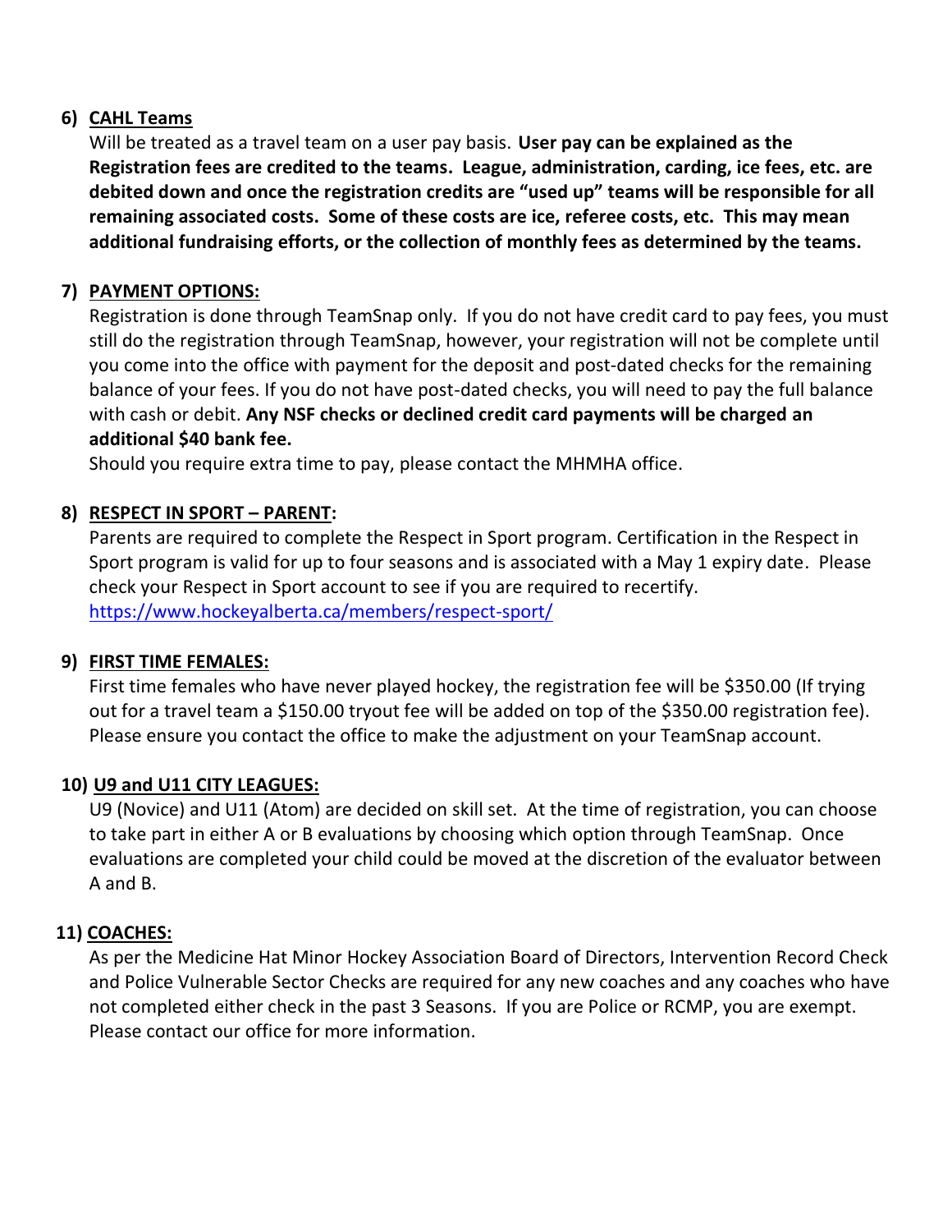6) **CAHL Teams**

   Will be treated as a travel team on a user pay basis. **User pay can be explained as the Registration fees are credited to the teams. League, administration, carding, ice fees, etc. are debited down and once the registration credits are "used up" teams will be responsible for all remaining associated costs. Some of these costs are ice, referee costs, etc. This may mean additional fundraising efforts, or the collection of monthly fees as determined by the teams.**

7) **PAYMENT OPTIONS:**

   Registration is done through TeamSnap only. If you do not have credit card to pay fees, you must still do the registration through TeamSnap, however, your registration will not be complete until you come into the office with payment for the deposit and post-dated checks for the remaining balance of your fees. If you do not have post-dated checks, you will need to pay the full balance with cash or debit. **Any NSF checks or declined credit card payments will be charged an additional $40 bank fee.**

   Should you require extra time to pay, please contact the MHMHA office.

8) **RESPECT IN SPORT – PARENT:**

   Parents are required to complete the Respect in Sport program. Certification in the Respect in Sport program is valid for up to four seasons and is associated with a May 1 expiry date. Please check your Respect in Sport account to see if you are required to recertify.
   https://www.hockeyalberta.ca/members/respect-sport/

9) **FIRST TIME FEMALES:**

   First time females who have never played hockey, the registration fee will be $350.00 (If trying out for a travel team a $150.00 tryout fee will be added on top of the $350.00 registration fee). Please ensure you contact the office to make the adjustment on your TeamSnap account.

10) **U9 and U11 CITY LEAGUES:**

    U9 (Novice) and U11 (Atom) are decided on skill set. At the time of registration, you can choose to take part in either A or B evaluations by choosing which option through TeamSnap. Once evaluations are completed your child could be moved at the discretion of the evaluator between A and B.

11) **COACHES:**

    As per the Medicine Hat Minor Hockey Association Board of Directors, Intervention Record Check and Police Vulnerable Sector Checks are required for any new coaches and any coaches who have not completed either check in the past 3 Seasons. If you are Police or RCMP, you are exempt. Please contact our office for more information.